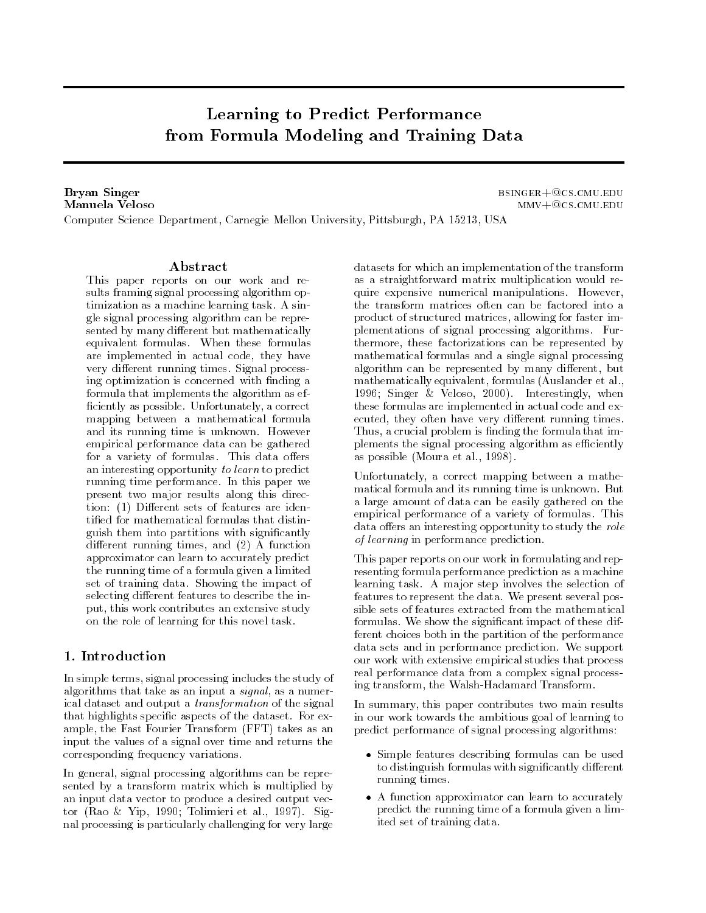# Learning to Predict Performance from Formula Modeling and Training Data

**Bryan Singer** BSINGER+@CS.CMU.EDU
**Manuela Veloso** MMV+@CS.CMU.EDU
Computer Science Department, Carnegie Mellon University, Pittsburgh, PA 15213, USA

## Abstract

This paper reports on our work and results framing signal processing algorithm optimization as a machine learning task. A single signal processing algorithm can be represented by many different but mathematically equivalent formulas. When these formulas are implemented in actual code, they have very different running times. Signal processing optimization is concerned with finding a formula that implements the algorithm as efficiently as possible. Unfortunately, a correct mapping between a mathematical formula and its running time is unknown. However empirical performance data can be gathered for a variety of formulas. This data offers an interesting opportunity *to learn* to predict running time performance. In this paper we present two major results along this direction: (1) Different sets of features are identified for mathematical formulas that distinguish them into partitions with significantly different running times, and (2) A function approximator can learn to accurately predict the running time of a formula given a limited set of training data. Showing the impact of selecting different features to describe the input, this work contributes an extensive study on the role of learning for this novel task.

## 1. Introduction

In simple terms, signal processing includes the study of algorithms that take as an input a *signal*, as a numerical dataset and output a *transformation* of the signal that highlights specific aspects of the dataset. For example, the Fast Fourier Transform (FFT) takes as an input the values of a signal over time and returns the corresponding frequency variations.

In general, signal processing algorithms can be represented by a transform matrix which is multiplied by an input data vector to produce a desired output vector (Rao & Yip, 1990; Tolimieri et al., 1997). Signal processing is particularly challenging for very large datasets for which an implementation of the transform as a straightforward matrix multiplication would require expensive numerical manipulations. However, the transform matrices often can be factored into a product of structured matrices, allowing for faster implementations of signal processing algorithms. Furthermore, these factorizations can be represented by mathematical formulas and a single signal processing algorithm can be represented by many different, but mathematically equivalent, formulas (Auslander et al., 1996; Singer & Veloso, 2000). Interestingly, when these formulas are implemented in actual code and executed, they often have very different running times. Thus, a crucial problem is finding the formula that implements the signal processing algorithm as efficiently as possible (Moura et al., 1998).

Unfortunately, a correct mapping between a mathematical formula and its running time is unknown. But a large amount of data can be easily gathered on the empirical performance of a variety of formulas. This data offers an interesting opportunity to study the *role of learning* in performance prediction.

This paper reports on our work in formulating and representing formula performance prediction as a machine learning task. A major step involves the selection of features to represent the data. We present several possible sets of features extracted from the mathematical formulas. We show the significant impact of these different choices both in the partition of the performance data sets and in performance prediction. We support our work with extensive empirical studies that process real performance data from a complex signal processing transform, the Walsh-Hadamard Transform.

In summary, this paper contributes two main results in our work towards the ambitious goal of learning to predict performance of signal processing algorithms:

- Simple features describing formulas can be used to distinguish formulas with significantly different running times.
- A function approximator can learn to accurately predict the running time of a formula given a limited set of training data.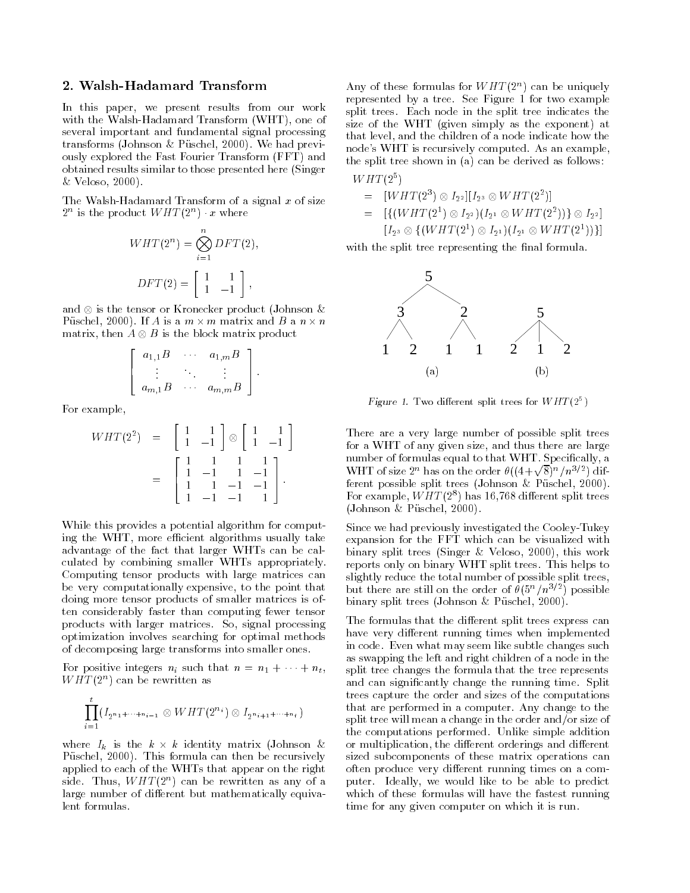## 2. Walsh-Hadamard Transform

In this paper, we present results from our work with the Walsh-Hadamard Transform (WHT), one of several important and fundamental signal processing transforms (Johnson & Püschel, 2000). We had previously explored the Fast Fourier Transform (FFT) and obtained results similar to those presented here (Singer & Veloso, 2000).

The Walsh-Hadamard Transform of a signal $x$ of size $2^n$ is the product $WHT(2^n) \cdot x$ where

$$WHT(2^n) = \bigotimes_{i=1}^{n} DFT(2),$$

$$DFT(2) = \begin{bmatrix} 1 & 1 \\ 1 & -1 \end{bmatrix},$$

and $\otimes$ is the tensor or Kronecker product (Johnson & Püschel, 2000). If $A$ is a $m \times m$ matrix and $B$ a $n \times n$ matrix, then $A \otimes B$ is the block matrix product

$$\begin{bmatrix} a_{1,1}B & \cdots & a_{1,m}B \\ \vdots & \ddots & \vdots \\ a_{m,1}B & \cdots & a_{m,m}B \end{bmatrix}.$$

For example,

$$\begin{aligned} WHT(2^2) &= \begin{bmatrix} 1 & 1 \\ 1 & -1 \end{bmatrix} \otimes \begin{bmatrix} 1 & 1 \\ 1 & -1 \end{bmatrix} \\ &= \begin{bmatrix} 1 & 1 & 1 & 1 \\ 1 & -1 & 1 & -1 \\ 1 & 1 & -1 & -1 \\ 1 & -1 & -1 & 1 \end{bmatrix}. \end{aligned}$$

While this provides a potential algorithm for computing the WHT, more efficient algorithms usually take advantage of the fact that larger WHTs can be calculated by combining smaller WHTs appropriately. Computing tensor products with large matrices can be very computationally expensive, to the point that doing more tensor products of smaller matrices is often considerably faster than computing fewer tensor products with larger matrices. So, signal processing optimization involves searching for optimal methods of decomposing large transforms into smaller ones.

For positive integers $n_i$ such that $n = n_1 + \cdots + n_t$, $WHT(2^n)$ can be rewritten as

$$\prod_{i=1}^{t} (I_{2^{n_1+\cdots+n_{i-1}}} \otimes WHT(2^{n_i}) \otimes I_{2^{n_{i+1}+\cdots+n_t}})$$

where $I_k$ is the $k \times k$ identity matrix (Johnson & Püschel, 2000). This formula can then be recursively applied to each of the WHTs that appear on the right side. Thus, $WHT(2^n)$ can be rewritten as any of a large number of different but mathematically equivalent formulas.

Any of these formulas for $WHT(2^n)$ can be uniquely represented by a tree. See Figure 1 for two example split trees. Each node in the split tree indicates the size of the WHT (given simply as the exponent) at that level, and the children of a node indicate how the node's WHT is recursively computed. As an example, the split tree shown in (a) can be derived as follows:

$$\begin{aligned} &WHT(2^5) \\ &= [WHT(2^3) \otimes I_{2^2}][I_{2^3} \otimes WHT(2^2)] \\ &= [\{(WHT(2^1) \otimes I_{2^2})(I_{2^1} \otimes WHT(2^2))\} \otimes I_{2^2}] \\ &\quad [I_{2^3} \otimes \{(WHT(2^1) \otimes I_{2^1})(I_{2^1} \otimes WHT(2^1))\}] \end{aligned}$$

with the split tree representing the final formula.

*Figure 1.* Two different split trees for $WHT(2^5)$

There are a very large number of possible split trees for a WHT of any given size, and thus there are large number of formulas equal to that WHT. Specifically, a WHT of size $2^n$ has on the order $\theta((4+\sqrt{8})^n/n^{3/2})$ different possible split trees (Johnson & Püschel, 2000). For example, $WHT(2^8)$ has 16,768 different split trees (Johnson & Püschel, 2000).

Since we had previously investigated the Cooley-Tukey expansion for the FFT which can be visualized with binary split trees (Singer & Veloso, 2000), this work reports only on binary WHT split trees. This helps to slightly reduce the total number of possible split trees, but there are still on the order of $\theta(5^n/n^{3/2})$ possible binary split trees (Johnson & Püschel, 2000).

The formulas that the different split trees express can have very different running times when implemented in code. Even what may seem like subtle changes such as swapping the left and right children of a node in the split tree changes the formula that the tree represents and can significantly change the running time. Split trees capture the order and sizes of the computations that are performed in a computer. Any change to the split tree will mean a change in the order and/or size of the computations performed. Unlike simple addition or multiplication, the different orderings and different sized subcomponents of these matrix operations can often produce very different running times on a computer. Ideally, we would like to be able to predict which of these formulas will have the fastest running time for any given computer on which it is run.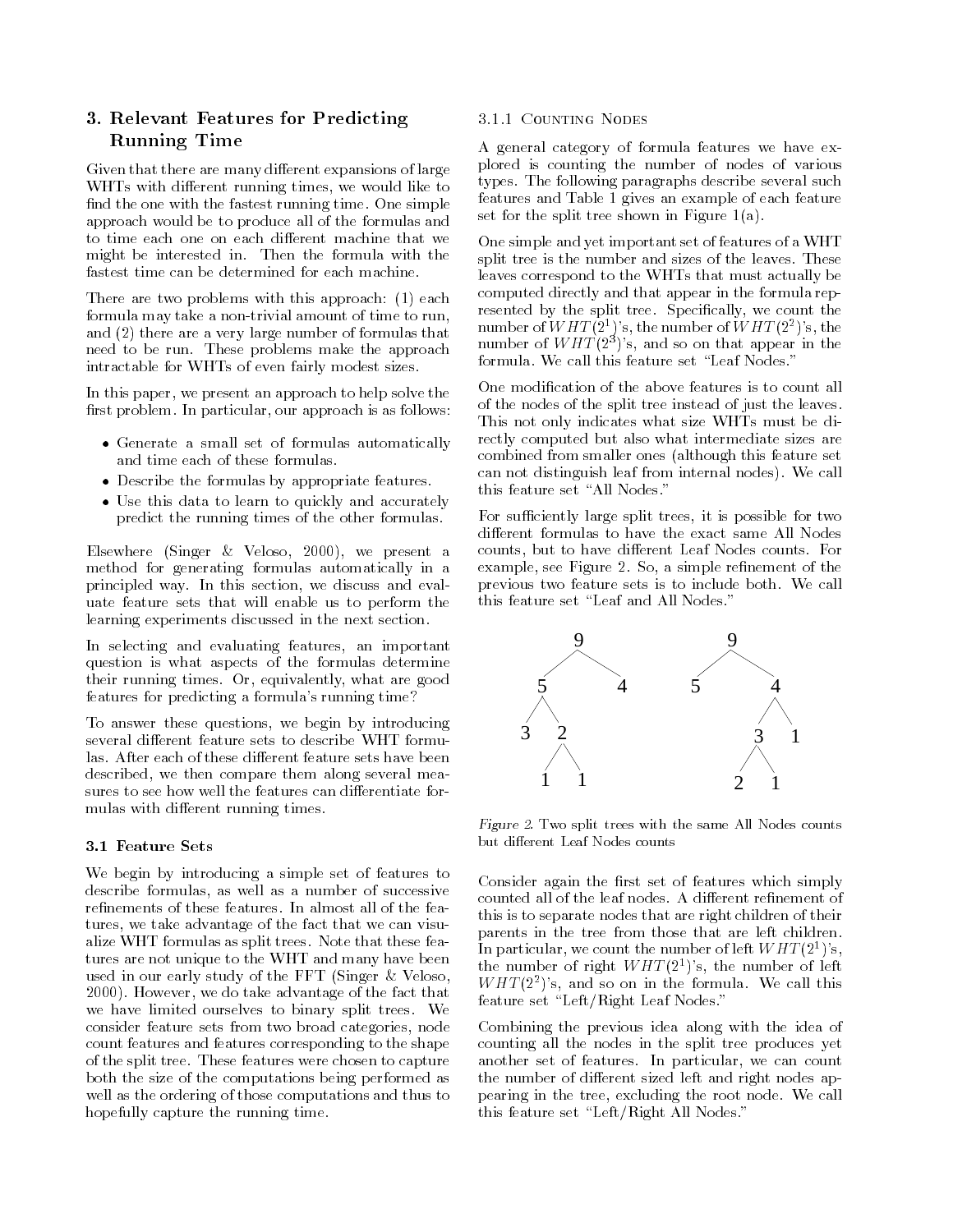## 3. Relevant Features for Predicting Running Time

Given that there are many different expansions of large WHTs with different running times, we would like to find the one with the fastest running time. One simple approach would be to produce all of the formulas and to time each one on each different machine that we might be interested in. Then the formula with the fastest time can be determined for each machine.

There are two problems with this approach: (1) each formula may take a non-trivial amount of time to run, and (2) there are a very large number of formulas that need to be run. These problems make the approach intractable for WHTs of even fairly modest sizes.

In this paper, we present an approach to help solve the first problem. In particular, our approach is as follows:

- Generate a small set of formulas automatically and time each of these formulas.
- Describe the formulas by appropriate features.
- Use this data to learn to quickly and accurately predict the running times of the other formulas.

Elsewhere (Singer & Veloso, 2000), we present a method for generating formulas automatically in a principled way. In this section, we discuss and evaluate feature sets that will enable us to perform the learning experiments discussed in the next section.

In selecting and evaluating features, an important question is what aspects of the formulas determine their running times. Or, equivalently, what are good features for predicting a formula's running time?

To answer these questions, we begin by introducing several different feature sets to describe WHT formulas. After each of these different feature sets have been described, we then compare them along several measures to see how well the features can differentiate formulas with different running times.

### 3.1 Feature Sets

We begin by introducing a simple set of features to describe formulas, as well as a number of successive refinements of these features. In almost all of the features, we take advantage of the fact that we can visualize WHT formulas as split trees. Note that these features are not unique to the WHT and many have been used in our early study of the FFT (Singer & Veloso, 2000). However, we do take advantage of the fact that we have limited ourselves to binary split trees. We consider feature sets from two broad categories, node count features and features corresponding to the shape of the split tree. These features were chosen to capture both the size of the computations being performed as well as the ordering of those computations and thus to hopefully capture the running time.

#### 3.1.1 Counting Nodes

A general category of formula features we have explored is counting the number of nodes of various types. The following paragraphs describe several such features and Table 1 gives an example of each feature set for the split tree shown in Figure 1(a).

One simple and yet important set of features of a WHT split tree is the number and sizes of the leaves. These leaves correspond to the WHTs that must actually be computed directly and that appear in the formula represented by the split tree. Specifically, we count the number of $WHT(2^1)$'s, the number of $WHT(2^2)$'s, the number of $WHT(2^3)$'s, and so on that appear in the formula. We call this feature set "Leaf Nodes."

One modification of the above features is to count all of the nodes of the split tree instead of just the leaves. This not only indicates what size WHTs must be directly computed but also what intermediate sizes are combined from smaller ones (although this feature set can not distinguish leaf from internal nodes). We call this feature set "All Nodes."

For sufficiently large split trees, it is possible for two different formulas to have the exact same All Nodes counts, but to have different Leaf Nodes counts. For example, see Figure 2. So, a simple refinement of the previous two feature sets is to include both. We call this feature set "Leaf and All Nodes."

```
        9                    9
       / \                  / \
      5   4                5   4
     / \                      / \
    3   2                    3   1
       / \                  / \
      1   1                2   1
```

*Figure 2.* Two split trees with the same All Nodes counts but different Leaf Nodes counts

Consider again the first set of features which simply counted all of the leaf nodes. A different refinement of this is to separate nodes that are right children of their parents in the tree from those that are left children. In particular, we count the number of left $WHT(2^1)$'s, the number of right $WHT(2^1)$'s, the number of left $WHT(2^2)$'s, and so on in the formula. We call this feature set "Left/Right Leaf Nodes."

Combining the previous idea along with the idea of counting all the nodes in the split tree produces yet another set of features. In particular, we can count the number of different sized left and right nodes appearing in the tree, excluding the root node. We call this feature set "Left/Right All Nodes."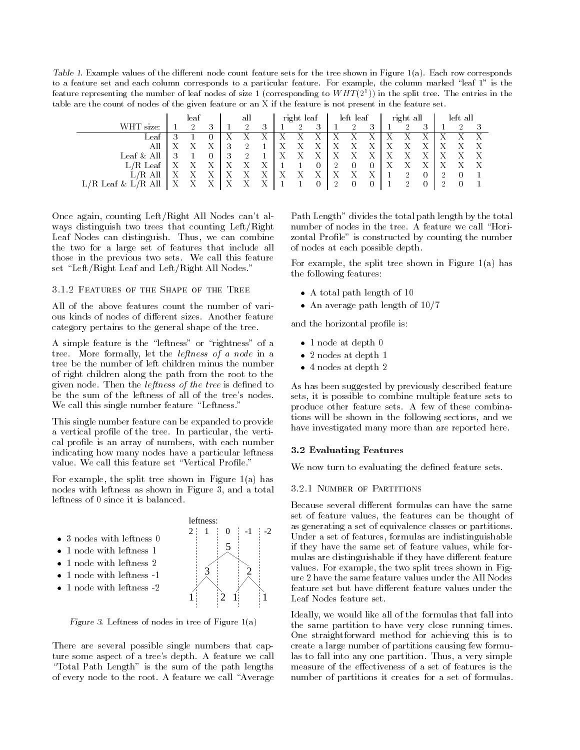*Table 1.* Example values of the different node count feature sets for the tree shown in Figure 1(a). Each row corresponds to a feature set and each column corresponds to a particular feature. For example, the column marked "leaf 1" is the feature representing the number of leaf nodes of size 1 (corresponding to $WHT(2^1)$) in the split tree. The entries in the table are the count of nodes of the given feature or an X if the feature is not present in the feature set.

| | leaf | | | all | | | right leaf | | | left leaf | | | right all | | | left all | | |
|---|---|---|---|---|---|---|---|---|---|---|---|---|---|---|---|---|---|---|
| WHT size: | 1 | 2 | 3 | 1 | 2 | 3 | 1 | 2 | 3 | 1 | 2 | 3 | 1 | 2 | 3 | 1 | 2 | 3 |
| Leaf | 3 | 1 | 0 | X | X | X | X | X | X | X | X | X | X | X | X | X | X | X |
| All | X | X | X | 3 | 2 | 1 | X | X | X | X | X | X | X | X | X | X | X | X |
| Leaf & All | 3 | 1 | 0 | 3 | 2 | 1 | X | X | X | X | X | X | X | X | X | X | X | X |
| L/R Leaf | X | X | X | X | X | X | 1 | 1 | 0 | 2 | 0 | 0 | X | X | X | X | X | X |
| L/R All | X | X | X | X | X | X | X | X | X | X | X | X | 1 | 2 | 0 | 2 | 0 | 1 |
| L/R Leaf & L/R All | X | X | X | X | X | X | 1 | 1 | 0 | 2 | 0 | 0 | 1 | 2 | 0 | 2 | 0 | 1 |

Once again, counting Left/Right All Nodes can't always distinguish two trees that counting Left/Right Leaf Nodes can distinguish. Thus, we can combine the two for a large set of features that include all those in the previous two sets. We call this feature set "Left/Right Leaf and Left/Right All Nodes."

#### 3.1.2 Features of the Shape of the Tree

All of the above features count the number of various kinds of nodes of different sizes. Another feature category pertains to the general shape of the tree.

A simple feature is the "leftness" or "rightness" of a tree. More formally, let the *leftness of a node* in a tree be the number of left children minus the number of right children along the path from the root to the given node. Then the *leftness of the tree* is defined to be the sum of the leftness of all of the tree's nodes. We call this single number feature "Leftness."

This single number feature can be expanded to provide a vertical profile of the tree. In particular, the vertical profile is an array of numbers, with each number indicating how many nodes have a particular leftness value. We call this feature set "Vertical Profile."

For example, the split tree shown in Figure 1(a) has nodes with leftness as shown in Figure 3, and a total leftness of 0 since it is balanced.

- 3 nodes with leftness 0
- 1 node with leftness 1
- 1 node with leftness 2
- 1 node with leftness -1
- 1 node with leftness -2

*Figure 3.* Leftness of nodes in tree of Figure 1(a)

There are several possible single numbers that capture some aspect of a tree's depth. A feature we call "Total Path Length" is the sum of the path lengths of every node to the root. A feature we call "Average Path Length" divides the total path length by the total number of nodes in the tree. A feature we call "Horizontal Profile" is constructed by counting the number of nodes at each possible depth.

For example, the split tree shown in Figure 1(a) has the following features:

- A total path length of 10
- An average path length of 10/7

and the horizontal profile is:

- 1 node at depth 0
- 2 nodes at depth 1
- 4 nodes at depth 2

As has been suggested by previously described feature sets, it is possible to combine multiple feature sets to produce other feature sets. A few of these combinations will be shown in the following sections, and we have investigated many more than are reported here.

### 3.2 Evaluating Features

We now turn to evaluating the defined feature sets.

#### 3.2.1 Number of Partitions

Because several different formulas can have the same set of feature values, the features can be thought of as generating a set of equivalence classes or partitions. Under a set of features, formulas are indistinguishable if they have the same set of feature values, while formulas are distinguishable if they have different feature values. For example, the two split trees shown in Figure 2 have the same feature values under the All Nodes feature set but have different feature values under the Leaf Nodes feature set.

Ideally, we would like all of the formulas that fall into the same partition to have very close running times. One straightforward method for achieving this is to create a large number of partitions causing few formulas to fall into any one partition. Thus, a very simple measure of the effectiveness of a set of features is the number of partitions it creates for a set of formulas.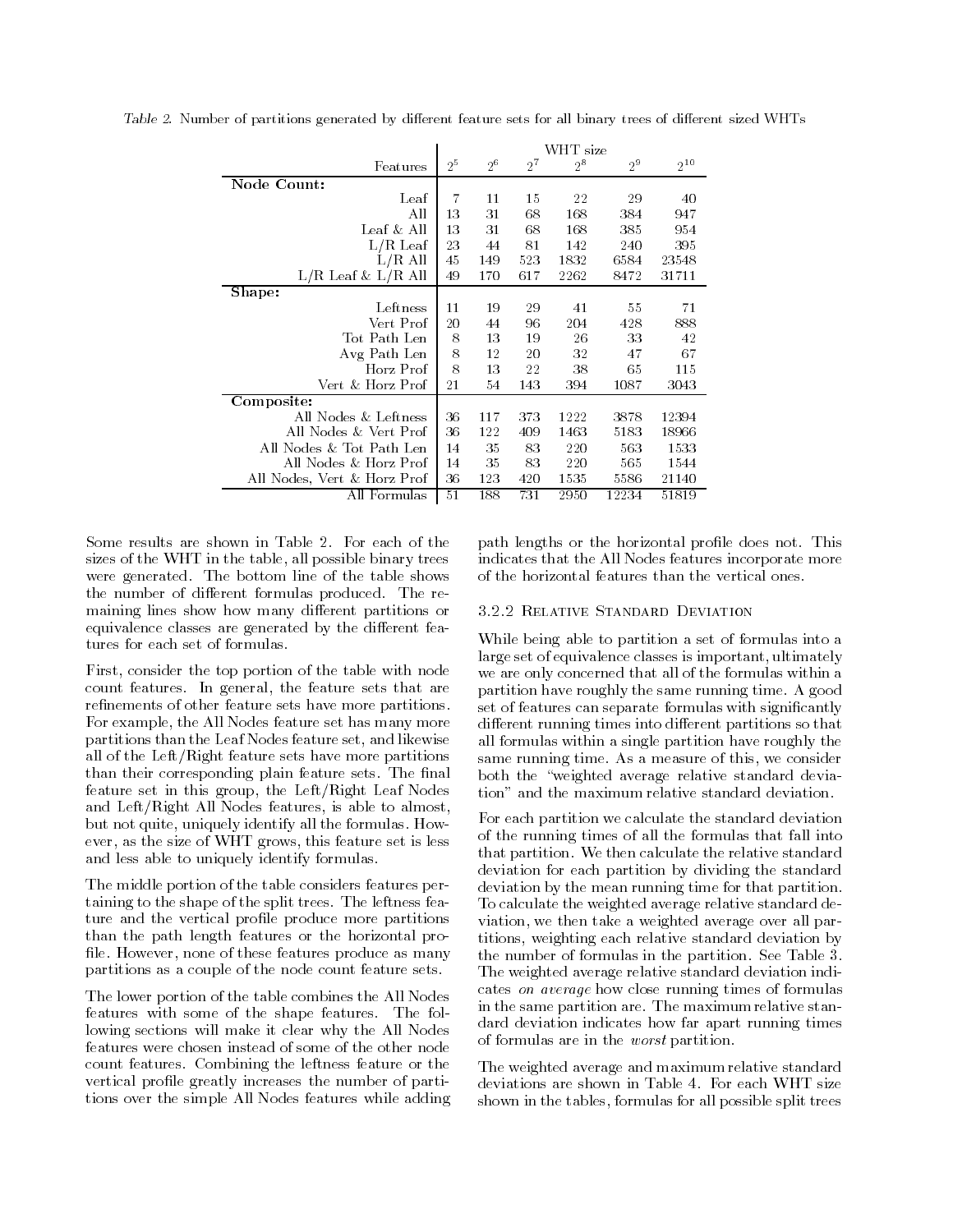*Table 2.* Number of partitions generated by different feature sets for all binary trees of different sized WHTs

| Features | WHT size $2^5$ | $2^6$ | $2^7$ | $2^8$ | $2^9$ | $2^{10}$ |
|---|---|---|---|---|---|---|
| **Node Count:** | | | | | | |
| Leaf | 7 | 11 | 15 | 22 | 29 | 40 |
| All | 13 | 31 | 68 | 168 | 384 | 947 |
| Leaf & All | 13 | 31 | 68 | 168 | 385 | 954 |
| L/R Leaf | 23 | 44 | 81 | 142 | 240 | 395 |
| L/R All | 45 | 149 | 523 | 1832 | 6584 | 23548 |
| L/R Leaf & L/R All | 49 | 170 | 617 | 2262 | 8472 | 31711 |
| **Shape:** | | | | | | |
| Leftness | 11 | 19 | 29 | 41 | 55 | 71 |
| Vert Prof | 20 | 44 | 96 | 204 | 428 | 888 |
| Tot Path Len | 8 | 13 | 19 | 26 | 33 | 42 |
| Avg Path Len | 8 | 12 | 20 | 32 | 47 | 67 |
| Horz Prof | 8 | 13 | 22 | 38 | 65 | 115 |
| Vert & Horz Prof | 21 | 54 | 143 | 394 | 1087 | 3043 |
| **Composite:** | | | | | | |
| All Nodes & Leftness | 36 | 117 | 373 | 1222 | 3878 | 12394 |
| All Nodes & Vert Prof | 36 | 122 | 409 | 1463 | 5183 | 18966 |
| All Nodes & Tot Path Len | 14 | 35 | 83 | 220 | 563 | 1533 |
| All Nodes & Horz Prof | 14 | 35 | 83 | 220 | 565 | 1544 |
| All Nodes, Vert & Horz Prof | 36 | 123 | 420 | 1535 | 5586 | 21140 |
| All Formulas | 51 | 188 | 731 | 2950 | 12234 | 51819 |

Some results are shown in Table 2. For each of the sizes of the WHT in the table, all possible binary trees were generated. The bottom line of the table shows the number of different formulas produced. The remaining lines show how many different partitions or equivalence classes are generated by the different features for each set of formulas.

First, consider the top portion of the table with node count features. In general, the feature sets that are refinements of other feature sets have more partitions. For example, the All Nodes feature set has many more partitions than the Leaf Nodes feature set, and likewise all of the Left/Right feature sets have more partitions than their corresponding plain feature sets. The final feature set in this group, the Left/Right Leaf Nodes and Left/Right All Nodes features, is able to almost, but not quite, uniquely identify all the formulas. However, as the size of WHT grows, this feature set is less and less able to uniquely identify formulas.

The middle portion of the table considers features pertaining to the shape of the split trees. The leftness feature and the vertical profile produce more partitions than the path length features or the horizontal profile. However, none of these features produce as many partitions as a couple of the node count feature sets.

The lower portion of the table combines the All Nodes features with some of the shape features. The following sections will make it clear why the All Nodes features were chosen instead of some of the other node count features. Combining the leftness feature or the vertical profile greatly increases the number of partitions over the simple All Nodes features while adding path lengths or the horizontal profile does not. This indicates that the All Nodes features incorporate more of the horizontal features than the vertical ones.

### 3.2.2 Relative Standard Deviation

While being able to partition a set of formulas into a large set of equivalence classes is important, ultimately we are only concerned that all of the formulas within a partition have roughly the same running time. A good set of features can separate formulas with significantly different running times into different partitions so that all formulas within a single partition have roughly the same running time. As a measure of this, we consider both the "weighted average relative standard deviation" and the maximum relative standard deviation.

For each partition we calculate the standard deviation of the running times of all the formulas that fall into that partition. We then calculate the relative standard deviation for each partition by dividing the standard deviation by the mean running time for that partition. To calculate the weighted average relative standard deviation, we then take a weighted average over all partitions, weighting each relative standard deviation by the number of formulas in the partition. See Table 3. The weighted average relative standard deviation indicates *on average* how close running times of formulas in the same partition are. The maximum relative standard deviation indicates how far apart running times of formulas are in the *worst* partition.

The weighted average and maximum relative standard deviations are shown in Table 4. For each WHT size shown in the tables, formulas for all possible split trees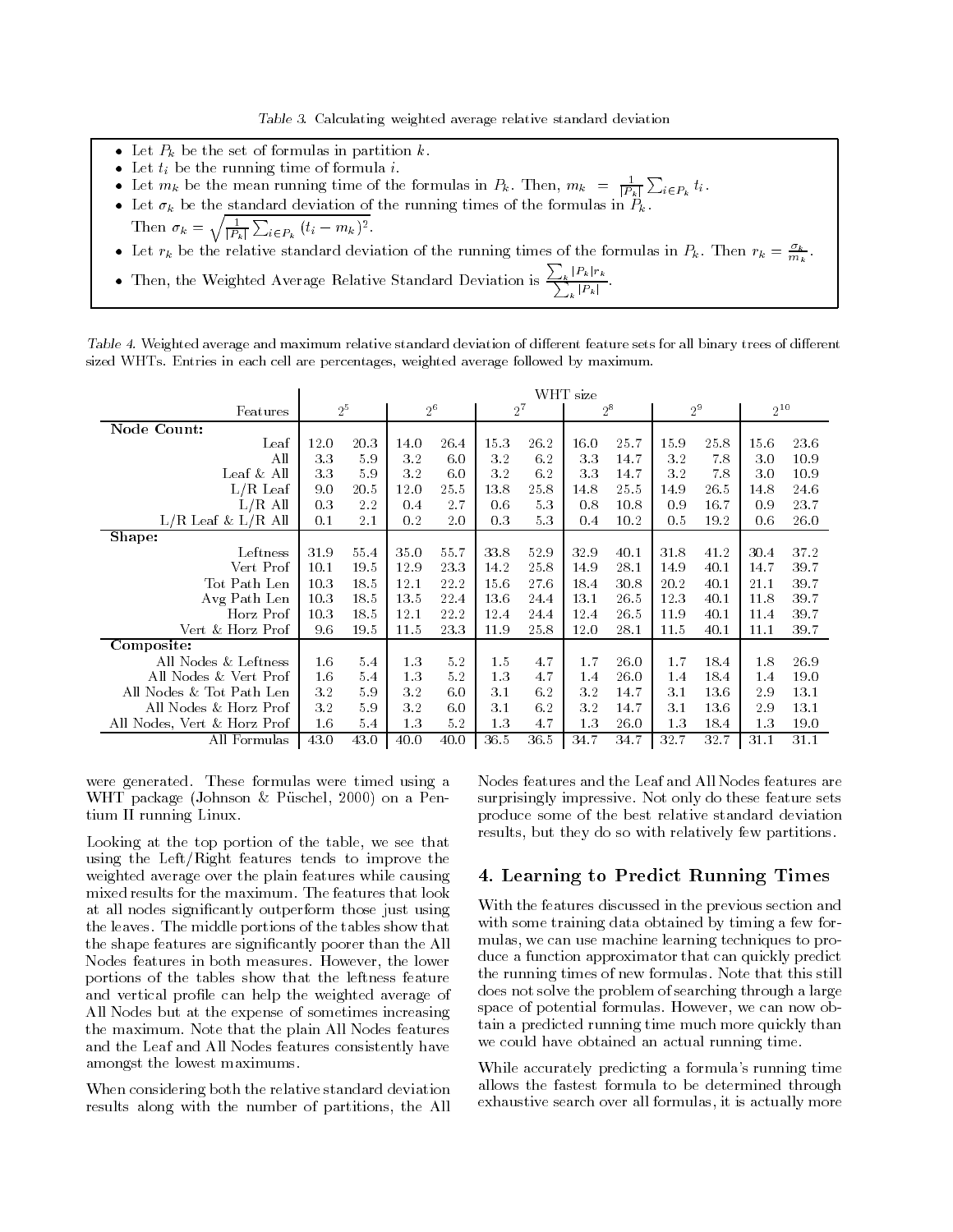*Table 3.* Calculating weighted average relative standard deviation

- Let $P_k$ be the set of formulas in partition $k$.
- Let $t_i$ be the running time of formula $i$.
- Let $m_k$ be the mean running time of the formulas in $P_k$. Then, $m_k = \frac{1}{|P_k|}\sum_{i \in P_k} t_i$.
- Let $\sigma_k$ be the standard deviation of the running times of the formulas in $P_k$. Then $\sigma_k = \sqrt{\frac{1}{|P_k|}\sum_{i \in P_k} (t_i - m_k)^2}$.
- Let $r_k$ be the relative standard deviation of the running times of the formulas in $P_k$. Then $r_k = \frac{\sigma_k}{m_k}$.
- Then, the Weighted Average Relative Standard Deviation is $\frac{\sum_k |P_k| r_k}{\sum_k |P_k|}$.

*Table 4.* Weighted average and maximum relative standard deviation of different feature sets for all binary trees of different sized WHTs. Entries in each cell are percentages, weighted average followed by maximum.

| | WHT size | | | | | | | | | | | |
|---|---|---|---|---|---|---|---|---|---|---|---|---|
| Features | $2^5$ | | $2^6$ | | $2^7$ | | $2^8$ | | $2^9$ | | $2^{10}$ | |
| **Node Count:** | | | | | | | | | | | | |
| Leaf | 12.0 | 20.3 | 14.0 | 26.4 | 15.3 | 26.2 | 16.0 | 25.7 | 15.9 | 25.8 | 15.6 | 23.6 |
| All | 3.3 | 5.9 | 3.2 | 6.0 | 3.2 | 6.2 | 3.3 | 14.7 | 3.2 | 7.8 | 3.0 | 10.9 |
| Leaf & All | 3.3 | 5.9 | 3.2 | 6.0 | 3.2 | 6.2 | 3.3 | 14.7 | 3.2 | 7.8 | 3.0 | 10.9 |
| L/R Leaf | 9.0 | 20.5 | 12.0 | 25.5 | 13.8 | 25.8 | 14.8 | 25.5 | 14.9 | 26.5 | 14.8 | 24.6 |
| L/R All | 0.3 | 2.2 | 0.4 | 2.7 | 0.6 | 5.3 | 0.8 | 10.8 | 0.9 | 16.7 | 0.9 | 23.7 |
| L/R Leaf & L/R All | 0.1 | 2.1 | 0.2 | 2.0 | 0.3 | 5.3 | 0.4 | 10.2 | 0.5 | 19.2 | 0.6 | 26.0 |
| **Shape:** | | | | | | | | | | | | |
| Leftness | 31.9 | 55.4 | 35.0 | 55.7 | 33.8 | 52.9 | 32.9 | 40.1 | 31.8 | 41.2 | 30.4 | 37.2 |
| Vert Prof | 10.1 | 19.5 | 12.9 | 23.3 | 14.2 | 25.8 | 14.9 | 28.1 | 14.9 | 40.1 | 14.7 | 39.7 |
| Tot Path Len | 10.3 | 18.5 | 12.1 | 22.2 | 15.6 | 27.6 | 18.4 | 30.8 | 20.2 | 40.1 | 21.1 | 39.7 |
| Avg Path Len | 10.3 | 18.5 | 13.5 | 22.4 | 13.6 | 24.4 | 13.1 | 26.5 | 12.3 | 40.1 | 11.8 | 39.7 |
| Horz Prof | 10.3 | 18.5 | 12.1 | 22.2 | 12.4 | 24.4 | 12.4 | 26.5 | 11.9 | 40.1 | 11.4 | 39.7 |
| Vert & Horz Prof | 9.6 | 19.5 | 11.5 | 23.3 | 11.9 | 25.8 | 12.0 | 28.1 | 11.5 | 40.1 | 11.1 | 39.7 |
| **Composite:** | | | | | | | | | | | | |
| All Nodes & Leftness | 1.6 | 5.4 | 1.3 | 5.2 | 1.5 | 4.7 | 1.7 | 26.0 | 1.7 | 18.4 | 1.8 | 26.9 |
| All Nodes & Vert Prof | 1.6 | 5.4 | 1.3 | 5.2 | 1.3 | 4.7 | 1.4 | 26.0 | 1.4 | 18.4 | 1.4 | 19.0 |
| All Nodes & Tot Path Len | 3.2 | 5.9 | 3.2 | 6.0 | 3.1 | 6.2 | 3.2 | 14.7 | 3.1 | 13.6 | 2.9 | 13.1 |
| All Nodes & Horz Prof | 3.2 | 5.9 | 3.2 | 6.0 | 3.1 | 6.2 | 3.2 | 14.7 | 3.1 | 13.6 | 2.9 | 13.1 |
| All Nodes, Vert & Horz Prof | 1.6 | 5.4 | 1.3 | 5.2 | 1.3 | 4.7 | 1.3 | 26.0 | 1.3 | 18.4 | 1.3 | 19.0 |
| All Formulas | 43.0 | 43.0 | 40.0 | 40.0 | 36.5 | 36.5 | 34.7 | 34.7 | 32.7 | 32.7 | 31.1 | 31.1 |

were generated. These formulas were timed using a WHT package (Johnson & Püschel, 2000) on a Pentium II running Linux.

Looking at the top portion of the table, we see that using the Left/Right features tends to improve the weighted average over the plain features while causing mixed results for the maximum. The features that look at all nodes significantly outperform those just using the leaves. The middle portions of the tables show that the shape features are significantly poorer than the All Nodes features in both measures. However, the lower portions of the tables show that the leftness feature and vertical profile can help the weighted average of All Nodes but at the expense of sometimes increasing the maximum. Note that the plain All Nodes features and the Leaf and All Nodes features consistently have amongst the lowest maximums.

When considering both the relative standard deviation results along with the number of partitions, the All Nodes features and the Leaf and All Nodes features are surprisingly impressive. Not only do these feature sets produce some of the best relative standard deviation results, but they do so with relatively few partitions.

## 4. Learning to Predict Running Times

With the features discussed in the previous section and with some training data obtained by timing a few formulas, we can use machine learning techniques to produce a function approximator that can quickly predict the running times of new formulas. Note that this still does not solve the problem of searching through a large space of potential formulas. However, we can now obtain a predicted running time much more quickly than we could have obtained an actual running time.

While accurately predicting a formula's running time allows the fastest formula to be determined through exhaustive search over all formulas, it is actually more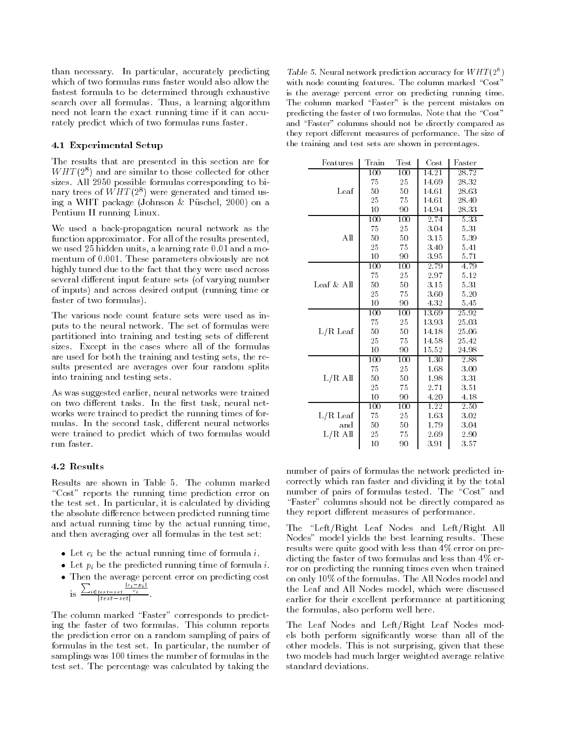than necessary. In particular, accurately predicting which of two formulas runs faster would also allow the fastest formula to be determined through exhaustive search over all formulas. Thus, a learning algorithm need not learn the exact running time if it can accurately predict which of two formulas runs faster.

### 4.1 Experimental Setup

The results that are presented in this section are for $WHT(2^8)$ and are similar to those collected for other sizes. All 2950 possible formulas corresponding to binary trees of $WHT(2^8)$ were generated and timed using a WHT package (Johnson & Püschel, 2000) on a Pentium II running Linux.

We used a back-propagation neural network as the function approximator. For all of the results presented, we used 25 hidden units, a learning rate 0.01 and a momentum of 0.001. These parameters obviously are not highly tuned due to the fact that they were used across several different input feature sets (of varying number of inputs) and across desired output (running time or faster of two formulas).

The various node count feature sets were used as inputs to the neural network. The set of formulas were partitioned into training and testing sets of different sizes. Except in the cases where all of the formulas are used for both the training and testing sets, the results presented are averages over four random splits into training and testing sets.

As was suggested earlier, neural networks were trained on two different tasks. In the first task, neural networks were trained to predict the running times of formulas. In the second task, different neural networks were trained to predict which of two formulas would run faster.

### 4.2 Results

Results are shown in Table 5. The column marked "Cost" reports the running time prediction error on the test set. In particular, it is calculated by dividing the absolute difference between predicted running time and actual running time by the actual running time, and then averaging over all formulas in the test set:

- Let $c_i$ be the actual running time of formula $i$.
- Let $p_i$ be the predicted running time of formula $i$.
- Then the average percent error on predicting cost is $\frac{\sum_{i \in test-set} \frac{|c_i - p_i|}{c_i}}{|test-set|}$.

The column marked "Faster" corresponds to predicting the faster of two formulas. This column reports the prediction error on a random sampling of pairs of formulas in the test set. In particular, the number of samplings was 100 times the number of formulas in the test set. The percentage was calculated by taking the number of pairs of formulas the network predicted incorrectly which ran faster and dividing it by the total number of pairs of formulas tested. The "Cost" and "Faster" columns should not be directly compared as they report different measures of performance.

*Table 5.* Neural network prediction accuracy for $WHT(2^8)$ with node counting features. The column marked "Cost" is the average percent error on predicting running time. The column marked "Faster" is the percent mistakes on predicting the faster of two formulas. Note that the "Cost" and "Faster" columns should not be directly compared as they report different measures of performance. The size of the training and test sets are shown in percentages.

| Features | Train | Test | Cost | Faster |
|---|---|---|---|---|
| Leaf | 100 | 100 | 14.21 | 28.72 |
| | 75 | 25 | 14.69 | 28.32 |
| | 50 | 50 | 14.61 | 28.63 |
| | 25 | 75 | 14.61 | 28.40 |
| | 10 | 90 | 14.94 | 28.33 |
| All | 100 | 100 | 2.74 | 5.33 |
| | 75 | 25 | 3.04 | 5.31 |
| | 50 | 50 | 3.15 | 5.39 |
| | 25 | 75 | 3.40 | 5.41 |
| | 10 | 90 | 3.95 | 5.71 |
| Leaf & All | 100 | 100 | 2.79 | 4.79 |
| | 75 | 25 | 2.97 | 5.12 |
| | 50 | 50 | 3.15 | 5.31 |
| | 25 | 75 | 3.60 | 5.20 |
| | 10 | 90 | 4.32 | 5.45 |
| L/R Leaf | 100 | 100 | 13.69 | 25.92 |
| | 75 | 25 | 13.93 | 25.03 |
| | 50 | 50 | 14.18 | 25.06 |
| | 25 | 75 | 14.58 | 25.42 |
| | 10 | 90 | 15.52 | 24.98 |
| L/R All | 100 | 100 | 1.30 | 2.88 |
| | 75 | 25 | 1.68 | 3.00 |
| | 50 | 50 | 1.98 | 3.31 |
| | 25 | 75 | 2.71 | 3.51 |
| | 10 | 90 | 4.20 | 4.18 |
| L/R Leaf and L/R All | 100 | 100 | 1.22 | 2.50 |
| | 75 | 25 | 1.63 | 3.02 |
| | 50 | 50 | 1.79 | 3.04 |
| | 25 | 75 | 2.69 | 2.90 |
| | 10 | 90 | 3.91 | 3.57 |

The "Left/Right Leaf Nodes and Left/Right All Nodes" model yields the best learning results. These results were quite good with less than 4% error on predicting the faster of two formulas and less than 4% error on predicting the running times even when trained on only 10% of the formulas. The All Nodes model and the Leaf and All Nodes model, which were discussed earlier for their excellent performance at partitioning the formulas, also perform well here.

The Leaf Nodes and Left/Right Leaf Nodes models both perform significantly worse than all of the other models. This is not surprising, given that these two models had much larger weighted average relative standard deviations.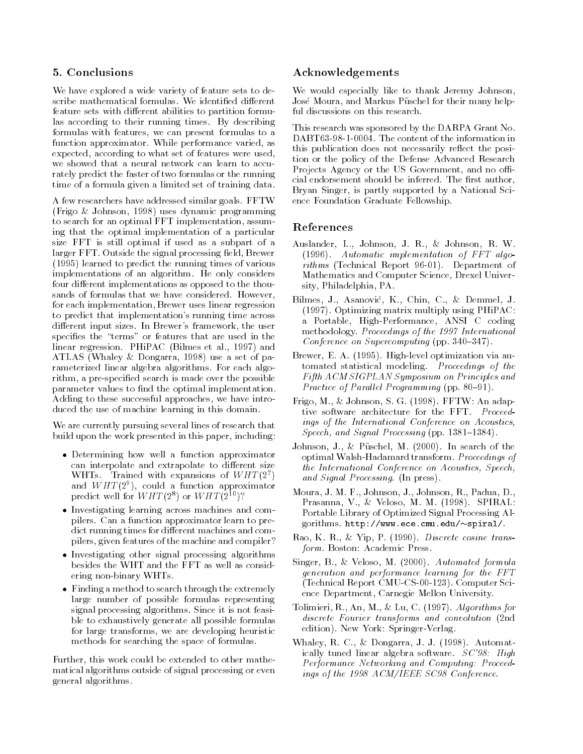## 5. Conclusions

We have explored a wide variety of feature sets to describe mathematical formulas. We identified different feature sets with different abilities to partition formulas according to their running times. By describing formulas with features, we can present formulas to a function approximator. While performance varied, as expected, according to what set of features were used, we showed that a neural network can learn to accurately predict the faster of two formulas or the running time of a formula given a limited set of training data.

A few researchers have addressed similar goals. FFTW (Frigo & Johnson, 1998) uses dynamic programming to search for an optimal FFT implementation, assuming that the optimal implementation of a particular size FFT is still optimal if used as a subpart of a larger FFT. Outside the signal processing field, Brewer (1995) learned to predict the running times of various implementations of an algorithm. He only considers four different implementations as opposed to the thousands of formulas that we have considered. However, for each implementation, Brewer uses linear regression to predict that implementation's running time across different input sizes. In Brewer's framework, the user specifies the "terms" or features that are used in the linear regression. PHiPAC (Bilmes et al., 1997) and ATLAS (Whaley & Dongarra, 1998) use a set of parameterized linear algebra algorithms. For each algorithm, a pre-specified search is made over the possible parameter values to find the optimal implementation. Adding to these successful approaches, we have introduced the use of machine learning in this domain.

We are currently pursuing several lines of research that build upon the work presented in this paper, including:

- Determining how well a function approximator can interpolate and extrapolate to different size WHTs. Trained with expansions of $WHT(2^7)$ and $WHT(2^9)$, could a function approximator predict well for $WHT(2^8)$ or $WHT(2^{10})$?
- Investigating learning across machines and compilers. Can a function approximator learn to predict running times for different machines and compilers, given features of the machine and compiler?
- Investigating other signal processing algorithms besides the WHT and the FFT as well as considering non-binary WHTs.
- Finding a method to search through the extremely large number of possible formulas representing signal processing algorithms. Since it is not feasible to exhaustively generate all possible formulas for large transforms, we are developing heuristic methods for searching the space of formulas.

Further, this work could be extended to other mathematical algorithms outside of signal processing or even general algorithms.

## Acknowledgements

We would especially like to thank Jeremy Johnson, José Moura, and Markus Püschel for their many helpful discussions on this research.

This research was sponsored by the DARPA Grant No. DABT63-98-1-0004. The content of the information in this publication does not necessarily reflect the position or the policy of the Defense Advanced Research Projects Agency or the US Government, and no official endorsement should be inferred. The first author, Bryan Singer, is partly supported by a National Science Foundation Graduate Fellowship.

## References

Auslander, L., Johnson, J. R., & Johnson, R. W. (1996). *Automatic implementation of FFT algorithms* (Technical Report 96-01). Department of Mathematics and Computer Science, Drexel University, Philadelphia, PA.

Bilmes, J., Asanović, K., Chin, C., & Demmel, J. (1997). Optimizing matrix multiply using PHiPAC: a Portable, High-Performance, ANSI C coding methodology. *Proceedings of the 1997 International Conference on Supercomputing* (pp. 340–347).

Brewer, E. A. (1995). High-level optimization via automated statistical modeling. *Proceedings of the Fifth ACM SIGPLAN Symposium on Principles and Practice of Parallel Programming* (pp. 80–91).

Frigo, M., & Johnson, S. G. (1998). FFTW: An adaptive software architecture for the FFT. *Proceedings of the International Conference on Acoustics, Speech, and Signal Processing* (pp. 1381–1384).

Johnson, J., & Püschel, M. (2000). In search of the optimal Walsh-Hadamard transform. *Proceedings of the International Conference on Acoustics, Speech, and Signal Processing*. (In press).

Moura, J. M. F., Johnson, J., Johnson, R., Padua, D., Prasanna, V., & Veloso, M. M. (1998). SPIRAL: Portable Library of Optimized Signal Processing Algorithms. `http://www.ece.cmu.edu/~spiral/`.

Rao, K. R., & Yip, P. (1990). *Discrete cosine transform*. Boston: Academic Press.

Singer, B., & Veloso, M. (2000). *Automated formula generation and performance learning for the FFT* (Technical Report CMU-CS-00-123). Computer Science Department, Carnegie Mellon University.

Tolimieri, R., An, M., & Lu, C. (1997). *Algorithms for discrete Fourier transforms and convolution* (2nd edition). New York: Springer-Verlag.

Whaley, R. C., & Dongarra, J. J. (1998). Automatically tuned linear algebra software. *SC'98: High Performance Networking and Computing: Proceedings of the 1998 ACM/IEEE SC98 Conference*.